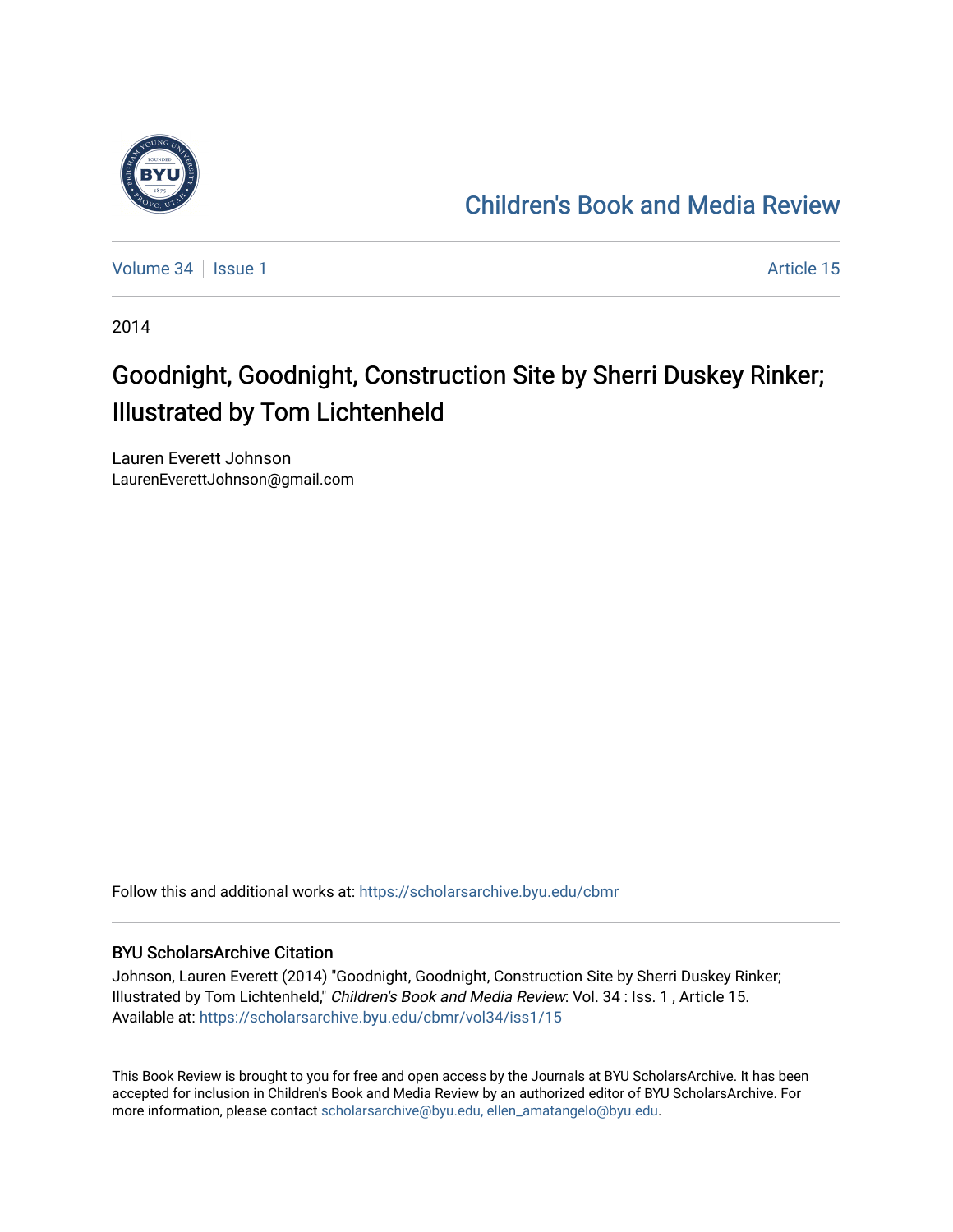# Children's Book and Media Review

Volume 34 | Issue 1 Article 15

2014

## Goodnight, Goodnight, Construction Site by Sherri Duskey Rinker; Illustrated by Tom Lichtenheld

Lauren Everett Johnson
LaurenEverettJohnson@gmail.com

Follow this and additional works at: https://scholarsarchive.byu.edu/cbmr

### BYU ScholarsArchive Citation

Johnson, Lauren Everett (2014) "Goodnight, Goodnight, Construction Site by Sherri Duskey Rinker; Illustrated by Tom Lichtenheld," *Children's Book and Media Review*: Vol. 34 : Iss. 1 , Article 15.
Available at: https://scholarsarchive.byu.edu/cbmr/vol34/iss1/15

This Book Review is brought to you for free and open access by the Journals at BYU ScholarsArchive. It has been accepted for inclusion in Children's Book and Media Review by an authorized editor of BYU ScholarsArchive. For more information, please contact scholarsarchive@byu.edu, ellen_amatangelo@byu.edu.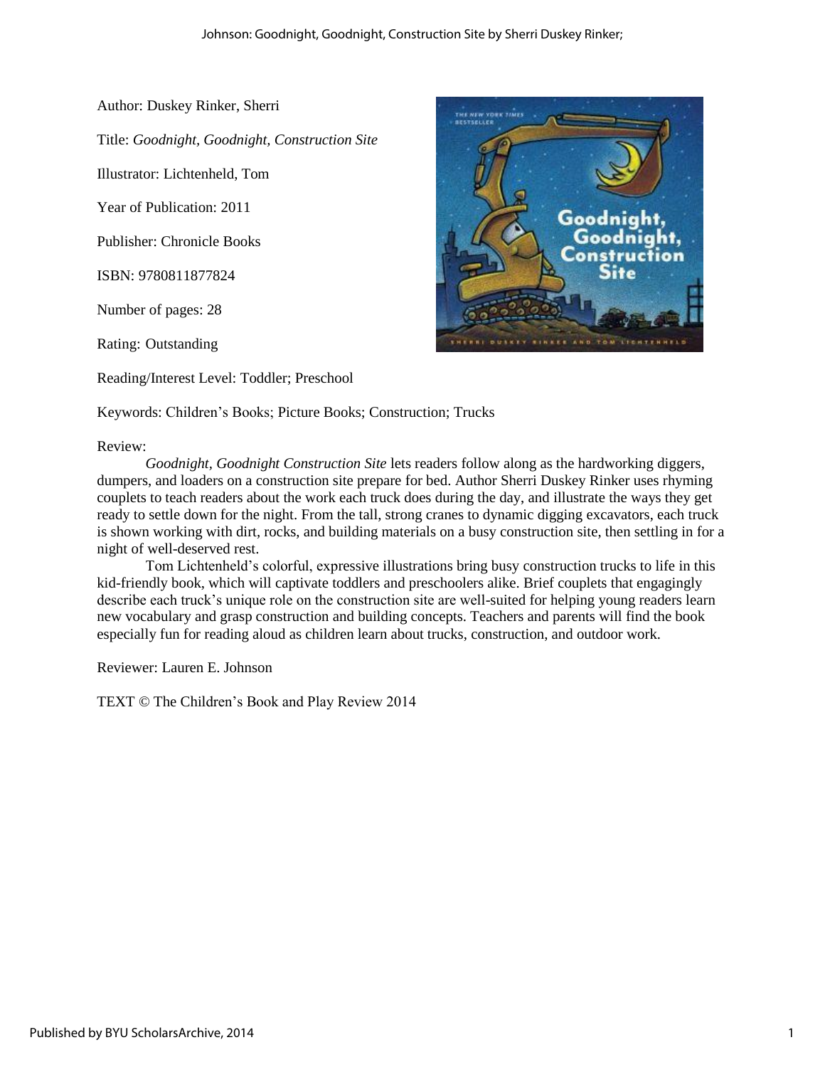Author: Duskey Rinker, Sherri

Title: *Goodnight, Goodnight, Construction Site*

Illustrator: Lichtenheld, Tom

Year of Publication: 2011

Publisher: Chronicle Books

ISBN: 9780811877824

Number of pages: 28

Rating: Outstanding

Reading/Interest Level: Toddler; Preschool

Keywords: Children's Books; Picture Books; Construction; Trucks

Review:

*Goodnight, Goodnight Construction Site* lets readers follow along as the hardworking diggers, dumpers, and loaders on a construction site prepare for bed. Author Sherri Duskey Rinker uses rhyming couplets to teach readers about the work each truck does during the day, and illustrate the ways they get ready to settle down for the night. From the tall, strong cranes to dynamic digging excavators, each truck is shown working with dirt, rocks, and building materials on a busy construction site, then settling in for a night of well-deserved rest.

Tom Lichtenheld's colorful, expressive illustrations bring busy construction trucks to life in this kid-friendly book, which will captivate toddlers and preschoolers alike. Brief couplets that engagingly describe each truck's unique role on the construction site are well-suited for helping young readers learn new vocabulary and grasp construction and building concepts. Teachers and parents will find the book especially fun for reading aloud as children learn about trucks, construction, and outdoor work.

Reviewer: Lauren E. Johnson

TEXT © The Children's Book and Play Review 2014